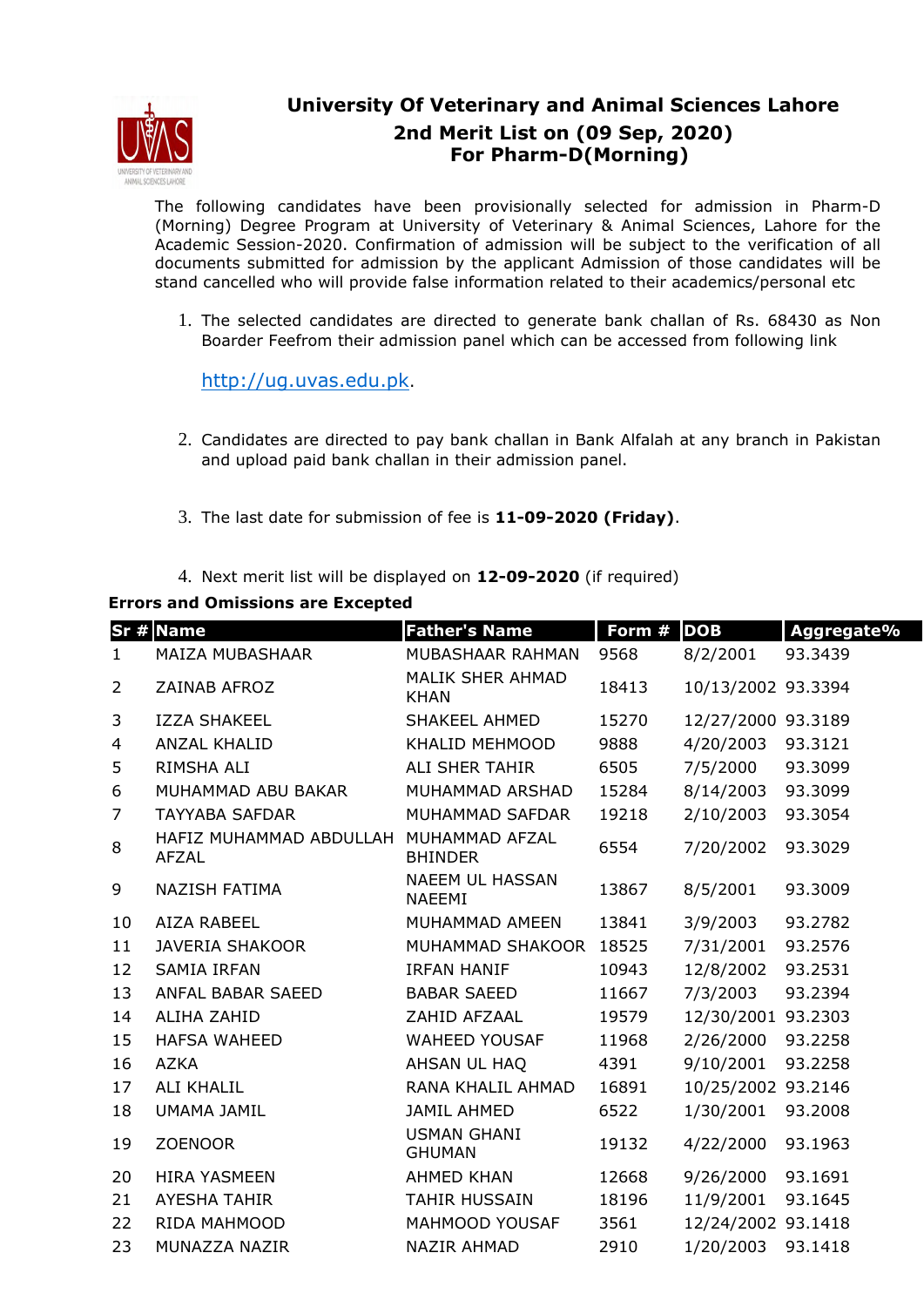# University Of Veterinary and Animal Sciences Lahore

## 2nd Merit List on (09 Sep, 2020)
## For Pharm-D(Morning)

The following candidates have been provisionally selected for admission in Pharm-D (Morning) Degree Program at University of Veterinary & Animal Sciences, Lahore for the Academic Session-2020. Confirmation of admission will be subject to the verification of all documents submitted for admission by the applicant Admission of those candidates will be stand cancelled who will provide false information related to their academics/personal etc

1. The selected candidates are directed to generate bank challan of Rs. 68430 as Non Boarder Feefrom their admission panel which can be accessed from following link

   http://ug.uvas.edu.pk.

2. Candidates are directed to pay bank challan in Bank Alfalah at any branch in Pakistan and upload paid bank challan in their admission panel.

3. The last date for submission of fee is **11-09-2020 (Friday)**.

4. Next merit list will be displayed on **12-09-2020** (if required)

**Errors and Omissions are Excepted**

| Sr # | Name | Father's Name | Form # | DOB | Aggregate% |
|---|---|---|---|---|---|
| 1 | MAIZA MUBASHAAR | MUBASHAAR RAHMAN | 9568 | 8/2/2001 | 93.3439 |
| 2 | ZAINAB AFROZ | MALIK SHER AHMAD KHAN | 18413 | 10/13/2002 | 93.3394 |
| 3 | IZZA SHAKEEL | SHAKEEL AHMED | 15270 | 12/27/2000 | 93.3189 |
| 4 | ANZAL KHALID | KHALID MEHMOOD | 9888 | 4/20/2003 | 93.3121 |
| 5 | RIMSHA ALI | ALI SHER TAHIR | 6505 | 7/5/2000 | 93.3099 |
| 6 | MUHAMMAD ABU BAKAR | MUHAMMAD ARSHAD | 15284 | 8/14/2003 | 93.3099 |
| 7 | TAYYABA SAFDAR | MUHAMMAD SAFDAR | 19218 | 2/10/2003 | 93.3054 |
| 8 | HAFIZ MUHAMMAD ABDULLAH AFZAL | MUHAMMAD AFZAL BHINDER | 6554 | 7/20/2002 | 93.3029 |
| 9 | NAZISH FATIMA | NAEEM UL HASSAN NAEEMI | 13867 | 8/5/2001 | 93.3009 |
| 10 | AIZA RABEEL | MUHAMMAD AMEEN | 13841 | 3/9/2003 | 93.2782 |
| 11 | JAVERIA SHAKOOR | MUHAMMAD SHAKOOR | 18525 | 7/31/2001 | 93.2576 |
| 12 | SAMIA IRFAN | IRFAN HANIF | 10943 | 12/8/2002 | 93.2531 |
| 13 | ANFAL BABAR SAEED | BABAR SAEED | 11667 | 7/3/2003 | 93.2394 |
| 14 | ALIHA ZAHID | ZAHID AFZAAL | 19579 | 12/30/2001 | 93.2303 |
| 15 | HAFSA WAHEED | WAHEED YOUSAF | 11968 | 2/26/2000 | 93.2258 |
| 16 | AZKA | AHSAN UL HAQ | 4391 | 9/10/2001 | 93.2258 |
| 17 | ALI KHALIL | RANA KHALIL AHMAD | 16891 | 10/25/2002 | 93.2146 |
| 18 | UMAMA JAMIL | JAMIL AHMED | 6522 | 1/30/2001 | 93.2008 |
| 19 | ZOENOOR | USMAN GHANI GHUMAN | 19132 | 4/22/2000 | 93.1963 |
| 20 | HIRA YASMEEN | AHMED KHAN | 12668 | 9/26/2000 | 93.1691 |
| 21 | AYESHA TAHIR | TAHIR HUSSAIN | 18196 | 11/9/2001 | 93.1645 |
| 22 | RIDA MAHMOOD | MAHMOOD YOUSAF | 3561 | 12/24/2002 | 93.1418 |
| 23 | MUNAZZA NAZIR | NAZIR AHMAD | 2910 | 1/20/2003 | 93.1418 |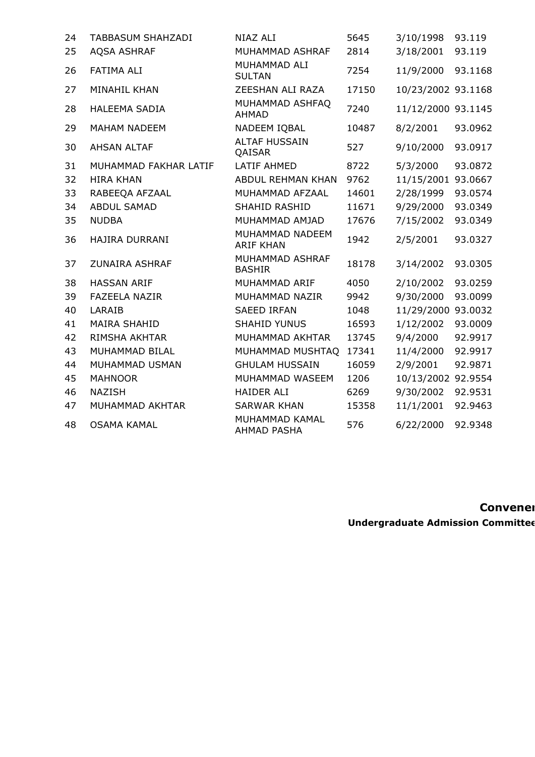| | | | | | |
|---|---|---|---|---|---|
| 24 | TABBASUM SHAHZADI | NIAZ ALI | 5645 | 3/10/1998 | 93.119 |
| 25 | AQSA ASHRAF | MUHAMMAD ASHRAF | 2814 | 3/18/2001 | 93.119 |
| 26 | FATIMA ALI | MUHAMMAD ALI SULTAN | 7254 | 11/9/2000 | 93.1168 |
| 27 | MINAHIL KHAN | ZEESHAN ALI RAZA | 17150 | 10/23/2002 | 93.1168 |
| 28 | HALEEMA SADIA | MUHAMMAD ASHFAQ AHMAD | 7240 | 11/12/2000 | 93.1145 |
| 29 | MAHAM NADEEM | NADEEM IQBAL | 10487 | 8/2/2001 | 93.0962 |
| 30 | AHSAN ALTAF | ALTAF HUSSAIN QAISAR | 527 | 9/10/2000 | 93.0917 |
| 31 | MUHAMMAD FAKHAR LATIF | LATIF AHMED | 8722 | 5/3/2000 | 93.0872 |
| 32 | HIRA KHAN | ABDUL REHMAN KHAN | 9762 | 11/15/2001 | 93.0667 |
| 33 | RABEEQA AFZAAL | MUHAMMAD AFZAAL | 14601 | 2/28/1999 | 93.0574 |
| 34 | ABDUL SAMAD | SHAHID RASHID | 11671 | 9/29/2000 | 93.0349 |
| 35 | NUDBA | MUHAMMAD AMJAD | 17676 | 7/15/2002 | 93.0349 |
| 36 | HAJIRA DURRANI | MUHAMMAD NADEEM ARIF KHAN | 1942 | 2/5/2001 | 93.0327 |
| 37 | ZUNAIRA ASHRAF | MUHAMMAD ASHRAF BASHIR | 18178 | 3/14/2002 | 93.0305 |
| 38 | HASSAN ARIF | MUHAMMAD ARIF | 4050 | 2/10/2002 | 93.0259 |
| 39 | FAZEELA NAZIR | MUHAMMAD NAZIR | 9942 | 9/30/2000 | 93.0099 |
| 40 | LARAIB | SAEED IRFAN | 1048 | 11/29/2000 | 93.0032 |
| 41 | MAIRA SHAHID | SHAHID YUNUS | 16593 | 1/12/2002 | 93.0009 |
| 42 | RIMSHA AKHTAR | MUHAMMAD AKHTAR | 13745 | 9/4/2000 | 92.9917 |
| 43 | MUHAMMAD BILAL | MUHAMMAD MUSHTAQ | 17341 | 11/4/2000 | 92.9917 |
| 44 | MUHAMMAD USMAN | GHULAM HUSSAIN | 16059 | 2/9/2001 | 92.9871 |
| 45 | MAHNOOR | MUHAMMAD WASEEM | 1206 | 10/13/2002 | 92.9554 |
| 46 | NAZISH | HAIDER ALI | 6269 | 9/30/2002 | 92.9531 |
| 47 | MUHAMMAD AKHTAR | SARWAR KHAN | 15358 | 11/1/2001 | 92.9463 |
| 48 | OSAMA KAMAL | MUHAMMAD KAMAL AHMAD PASHA | 576 | 6/22/2000 | 92.9348 |

**Convener**

**Undergraduate Admission Committee**